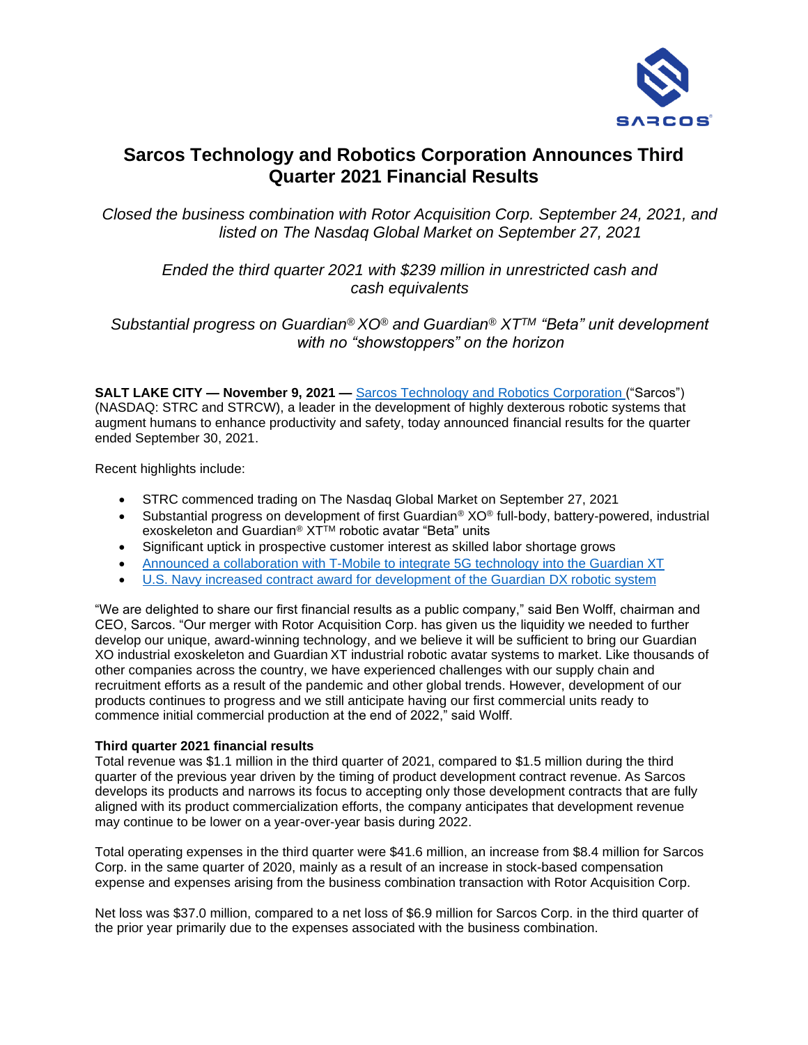# Sarcos Technology and Robotics Corporation Announces Third Quarter 2021 Financial Results

*Closed the business combination with Rotor Acquisition Corp. September 24, 2021, and listed on The Nasdaq Global Market on September 27, 2021*

*Ended the third quarter 2021 with $239 million in unrestricted cash and cash equivalents*

*Substantial progress on Guardian® XO® and Guardian® XT™ "Beta" unit development with no "showstoppers" on the horizon*

**SALT LAKE CITY — November 9, 2021 —** Sarcos Technology and Robotics Corporation ("Sarcos") (NASDAQ: STRC and STRCW), a leader in the development of highly dexterous robotic systems that augment humans to enhance productivity and safety, today announced financial results for the quarter ended September 30, 2021.

Recent highlights include:

- STRC commenced trading on The Nasdaq Global Market on September 27, 2021
- Substantial progress on development of first Guardian® XO® full-body, battery-powered, industrial exoskeleton and Guardian® XT™ robotic avatar "Beta" units
- Significant uptick in prospective customer interest as skilled labor shortage grows
- Announced a collaboration with T-Mobile to integrate 5G technology into the Guardian XT
- U.S. Navy increased contract award for development of the Guardian DX robotic system

"We are delighted to share our first financial results as a public company," said Ben Wolff, chairman and CEO, Sarcos. "Our merger with Rotor Acquisition Corp. has given us the liquidity we needed to further develop our unique, award-winning technology, and we believe it will be sufficient to bring our Guardian XO industrial exoskeleton and Guardian XT industrial robotic avatar systems to market. Like thousands of other companies across the country, we have experienced challenges with our supply chain and recruitment efforts as a result of the pandemic and other global trends. However, development of our products continues to progress and we still anticipate having our first commercial units ready to commence initial commercial production at the end of 2022," said Wolff.

**Third quarter 2021 financial results**

Total revenue was $1.1 million in the third quarter of 2021, compared to $1.5 million during the third quarter of the previous year driven by the timing of product development contract revenue. As Sarcos develops its products and narrows its focus to accepting only those development contracts that are fully aligned with its product commercialization efforts, the company anticipates that development revenue may continue to be lower on a year-over-year basis during 2022.

Total operating expenses in the third quarter were $41.6 million, an increase from $8.4 million for Sarcos Corp. in the same quarter of 2020, mainly as a result of an increase in stock-based compensation expense and expenses arising from the business combination transaction with Rotor Acquisition Corp.

Net loss was $37.0 million, compared to a net loss of $6.9 million for Sarcos Corp. in the third quarter of the prior year primarily due to the expenses associated with the business combination.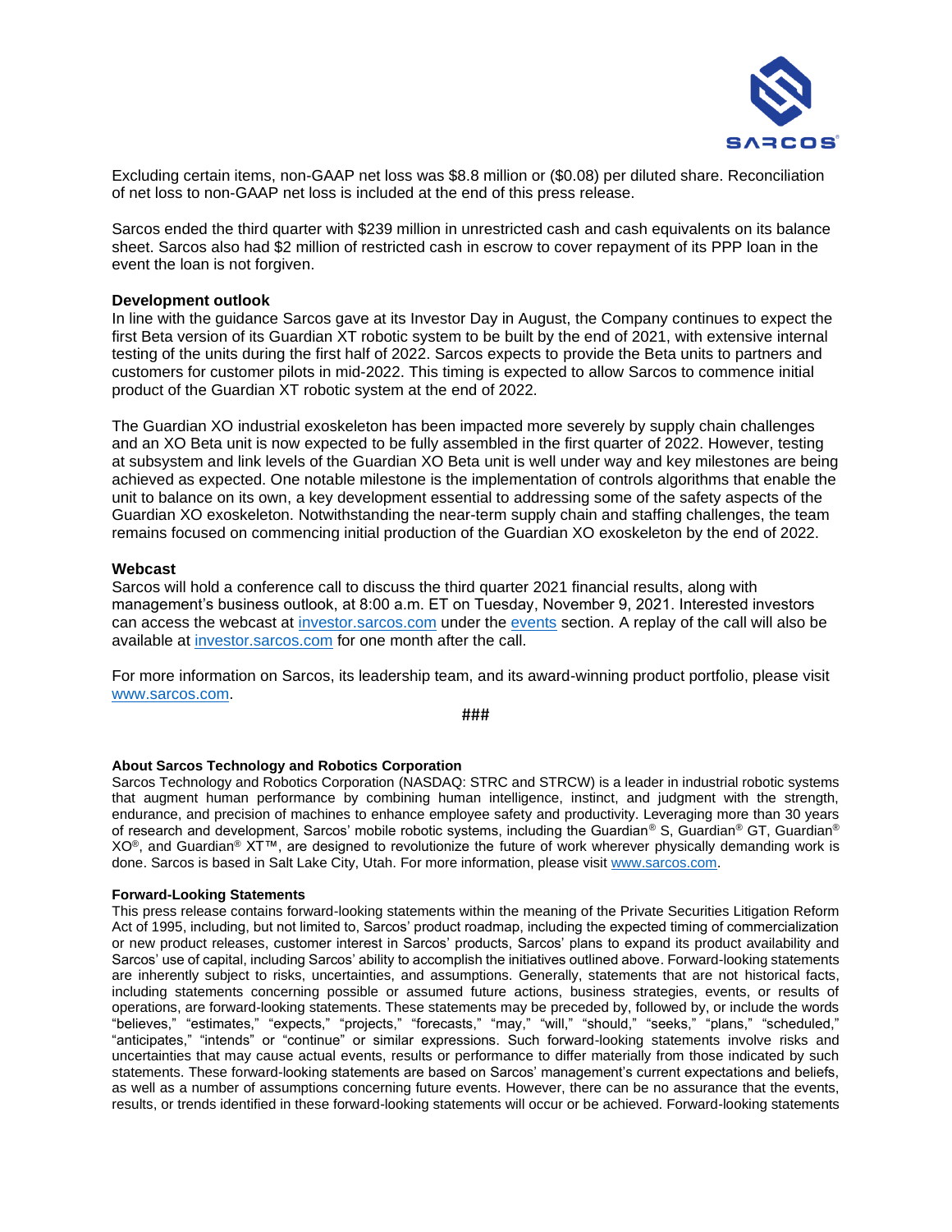Excluding certain items, non-GAAP net loss was $8.8 million or ($0.08) per diluted share. Reconciliation of net loss to non-GAAP net loss is included at the end of this press release.

Sarcos ended the third quarter with $239 million in unrestricted cash and cash equivalents on its balance sheet. Sarcos also had $2 million of restricted cash in escrow to cover repayment of its PPP loan in the event the loan is not forgiven.

**Development outlook**
In line with the guidance Sarcos gave at its Investor Day in August, the Company continues to expect the first Beta version of its Guardian XT robotic system to be built by the end of 2021, with extensive internal testing of the units during the first half of 2022. Sarcos expects to provide the Beta units to partners and customers for customer pilots in mid-2022. This timing is expected to allow Sarcos to commence initial product of the Guardian XT robotic system at the end of 2022.

The Guardian XO industrial exoskeleton has been impacted more severely by supply chain challenges and an XO Beta unit is now expected to be fully assembled in the first quarter of 2022. However, testing at subsystem and link levels of the Guardian XO Beta unit is well under way and key milestones are being achieved as expected. One notable milestone is the implementation of controls algorithms that enable the unit to balance on its own, a key development essential to addressing some of the safety aspects of the Guardian XO exoskeleton. Notwithstanding the near-term supply chain and staffing challenges, the team remains focused on commencing initial production of the Guardian XO exoskeleton by the end of 2022.

**Webcast**
Sarcos will hold a conference call to discuss the third quarter 2021 financial results, along with management's business outlook, at 8:00 a.m. ET on Tuesday, November 9, 2021. Interested investors can access the webcast at investor.sarcos.com under the events section. A replay of the call will also be available at investor.sarcos.com for one month after the call.

For more information on Sarcos, its leadership team, and its award-winning product portfolio, please visit www.sarcos.com.

###

**About Sarcos Technology and Robotics Corporation**
Sarcos Technology and Robotics Corporation (NASDAQ: STRC and STRCW) is a leader in industrial robotic systems that augment human performance by combining human intelligence, instinct, and judgment with the strength, endurance, and precision of machines to enhance employee safety and productivity. Leveraging more than 30 years of research and development, Sarcos' mobile robotic systems, including the Guardian® S, Guardian® GT, Guardian® XO®, and Guardian® XT™, are designed to revolutionize the future of work wherever physically demanding work is done. Sarcos is based in Salt Lake City, Utah. For more information, please visit www.sarcos.com.

**Forward-Looking Statements**
This press release contains forward-looking statements within the meaning of the Private Securities Litigation Reform Act of 1995, including, but not limited to, Sarcos' product roadmap, including the expected timing of commercialization or new product releases, customer interest in Sarcos' products, Sarcos' plans to expand its product availability and Sarcos' use of capital, including Sarcos' ability to accomplish the initiatives outlined above. Forward-looking statements are inherently subject to risks, uncertainties, and assumptions. Generally, statements that are not historical facts, including statements concerning possible or assumed future actions, business strategies, events, or results of operations, are forward-looking statements. These statements may be preceded by, followed by, or include the words "believes," "estimates," "expects," "projects," "forecasts," "may," "will," "should," "seeks," "plans," "scheduled," "anticipates," "intends" or "continue" or similar expressions. Such forward-looking statements involve risks and uncertainties that may cause actual events, results or performance to differ materially from those indicated by such statements. These forward-looking statements are based on Sarcos' management's current expectations and beliefs, as well as a number of assumptions concerning future events. However, there can be no assurance that the events, results, or trends identified in these forward-looking statements will occur or be achieved. Forward-looking statements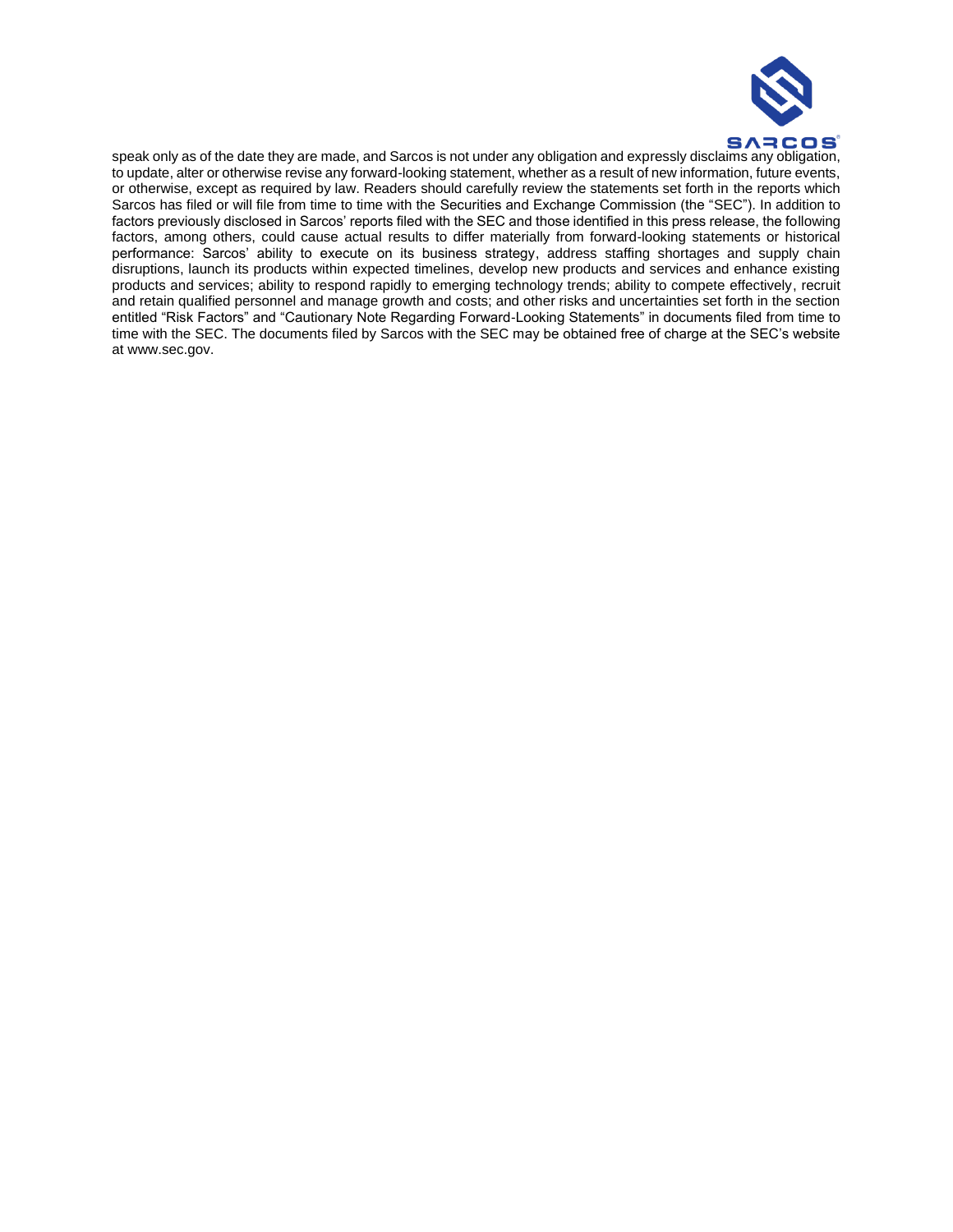speak only as of the date they are made, and Sarcos is not under any obligation and expressly disclaims any obligation, to update, alter or otherwise revise any forward-looking statement, whether as a result of new information, future events, or otherwise, except as required by law. Readers should carefully review the statements set forth in the reports which Sarcos has filed or will file from time to time with the Securities and Exchange Commission (the "SEC"). In addition to factors previously disclosed in Sarcos' reports filed with the SEC and those identified in this press release, the following factors, among others, could cause actual results to differ materially from forward-looking statements or historical performance: Sarcos' ability to execute on its business strategy, address staffing shortages and supply chain disruptions, launch its products within expected timelines, develop new products and services and enhance existing products and services; ability to respond rapidly to emerging technology trends; ability to compete effectively, recruit and retain qualified personnel and manage growth and costs; and other risks and uncertainties set forth in the section entitled "Risk Factors" and "Cautionary Note Regarding Forward-Looking Statements" in documents filed from time to time with the SEC. The documents filed by Sarcos with the SEC may be obtained free of charge at the SEC's website at www.sec.gov.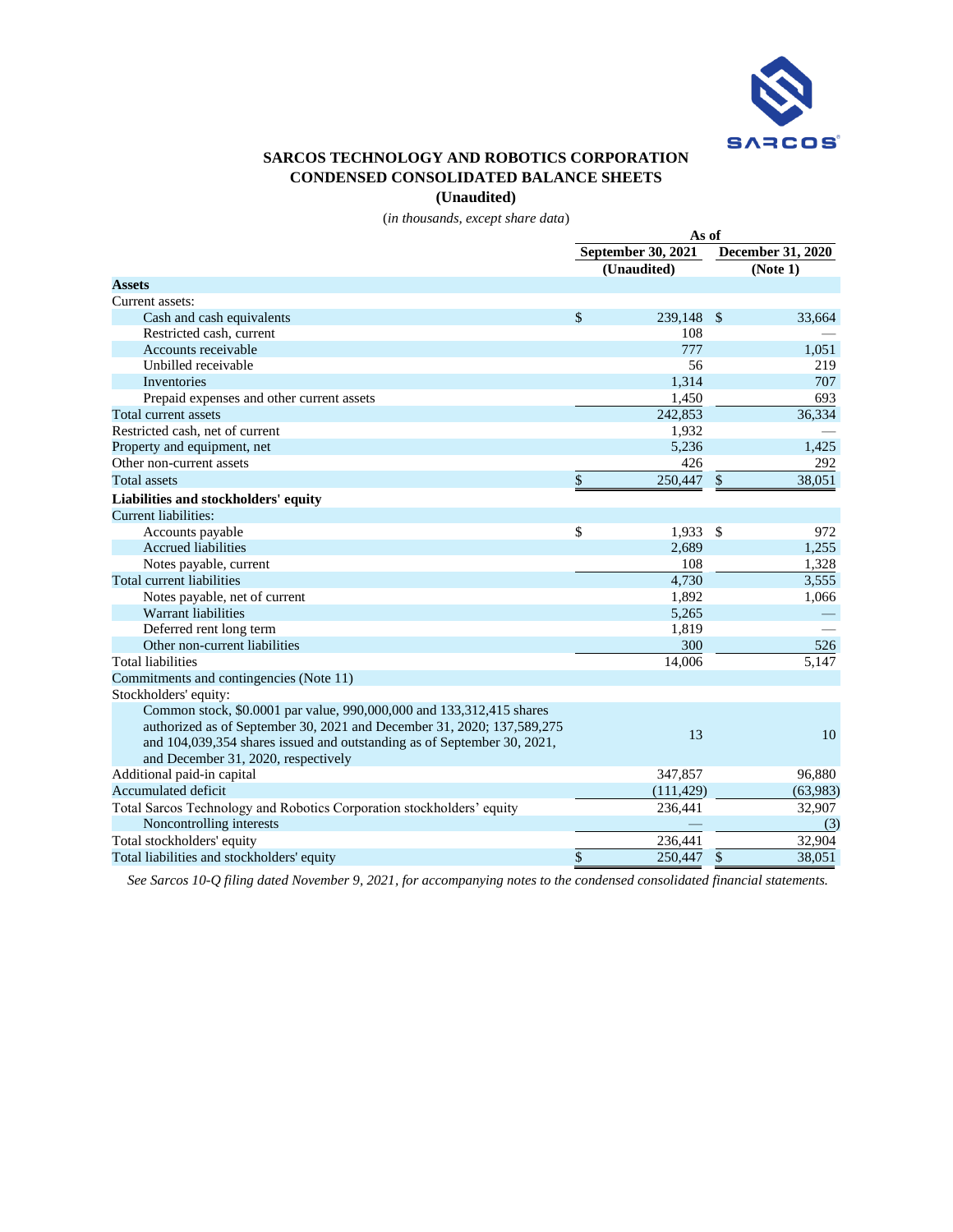# SARCOS TECHNOLOGY AND ROBOTICS CORPORATION
## CONDENSED CONSOLIDATED BALANCE SHEETS
### (Unaudited)

(*in thousands, except share data*)

| | As of | |
|---|---|---|
| | September 30, 2021 (Unaudited) | December 31, 2020 (Note 1) |
| **Assets** | | |
| Current assets: | | |
| Cash and cash equivalents | $ 239,148 | $ 33,664 |
| Restricted cash, current | 108 | — |
| Accounts receivable | 777 | 1,051 |
| Unbilled receivable | 56 | 219 |
| Inventories | 1,314 | 707 |
| Prepaid expenses and other current assets | 1,450 | 693 |
| Total current assets | 242,853 | 36,334 |
| Restricted cash, net of current | 1,932 | — |
| Property and equipment, net | 5,236 | 1,425 |
| Other non-current assets | 426 | 292 |
| Total assets | $ 250,447 | $ 38,051 |
| **Liabilities and stockholders' equity** | | |
| Current liabilities: | | |
| Accounts payable | $ 1,933 | $ 972 |
| Accrued liabilities | 2,689 | 1,255 |
| Notes payable, current | 108 | 1,328 |
| Total current liabilities | 4,730 | 3,555 |
| Notes payable, net of current | 1,892 | 1,066 |
| Warrant liabilities | 5,265 | — |
| Deferred rent long term | 1,819 | — |
| Other non-current liabilities | 300 | 526 |
| Total liabilities | 14,006 | 5,147 |
| Commitments and contingencies (Note 11) | | |
| Stockholders' equity: | | |
| Common stock, $0.0001 par value, 990,000,000 and 133,312,415 shares authorized as of September 30, 2021 and December 31, 2020; 137,589,275 and 104,039,354 shares issued and outstanding as of September 30, 2021, and December 31, 2020, respectively | 13 | 10 |
| Additional paid-in capital | 347,857 | 96,880 |
| Accumulated deficit | (111,429) | (63,983) |
| Total Sarcos Technology and Robotics Corporation stockholders' equity | 236,441 | 32,907 |
| Noncontrolling interests | — | (3) |
| Total stockholders' equity | 236,441 | 32,904 |
| Total liabilities and stockholders' equity | $ 250,447 | $ 38,051 |

*See Sarcos 10-Q filing dated November 9, 2021, for accompanying notes to the condensed consolidated financial statements.*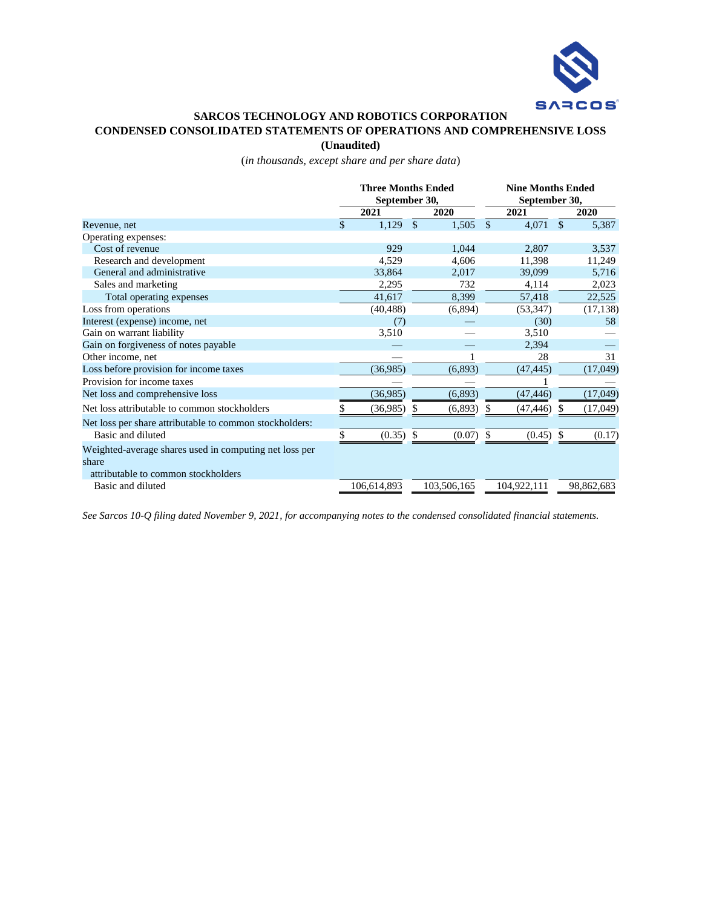# SARCOS TECHNOLOGY AND ROBOTICS CORPORATION

## CONDENSED CONSOLIDATED STATEMENTS OF OPERATIONS AND COMPREHENSIVE LOSS

**(Unaudited)**

(*in thousands, except share and per share data*)

| | Three Months Ended September 30, | | Nine Months Ended September 30, | |
|---|---|---|---|---|
| | 2021 | 2020 | 2021 | 2020 |
| Revenue, net | $ 1,129 | $ 1,505 | $ 4,071 | $ 5,387 |
| Operating expenses: | | | | |
| Cost of revenue | 929 | 1,044 | 2,807 | 3,537 |
| Research and development | 4,529 | 4,606 | 11,398 | 11,249 |
| General and administrative | 33,864 | 2,017 | 39,099 | 5,716 |
| Sales and marketing | 2,295 | 732 | 4,114 | 2,023 |
| Total operating expenses | 41,617 | 8,399 | 57,418 | 22,525 |
| Loss from operations | (40,488) | (6,894) | (53,347) | (17,138) |
| Interest (expense) income, net | (7) | — | (30) | 58 |
| Gain on warrant liability | 3,510 | — | 3,510 | — |
| Gain on forgiveness of notes payable | — | — | 2,394 | — |
| Other income, net | — | 1 | 28 | 31 |
| Loss before provision for income taxes | (36,985) | (6,893) | (47,445) | (17,049) |
| Provision for income taxes | — | — | 1 | — |
| Net loss and comprehensive loss | (36,985) | (6,893) | (47,446) | (17,049) |
| Net loss attributable to common stockholders | $ (36,985) | $ (6,893) | $ (47,446) | $ (17,049) |
| Net loss per share attributable to common stockholders: | | | | |
| Basic and diluted | $ (0.35) | $ (0.07) | $ (0.45) | $ (0.17) |
| Weighted-average shares used in computing net loss per share attributable to common stockholders | | | | |
| Basic and diluted | 106,614,893 | 103,506,165 | 104,922,111 | 98,862,683 |

*See Sarcos 10-Q filing dated November 9, 2021, for accompanying notes to the condensed consolidated financial statements.*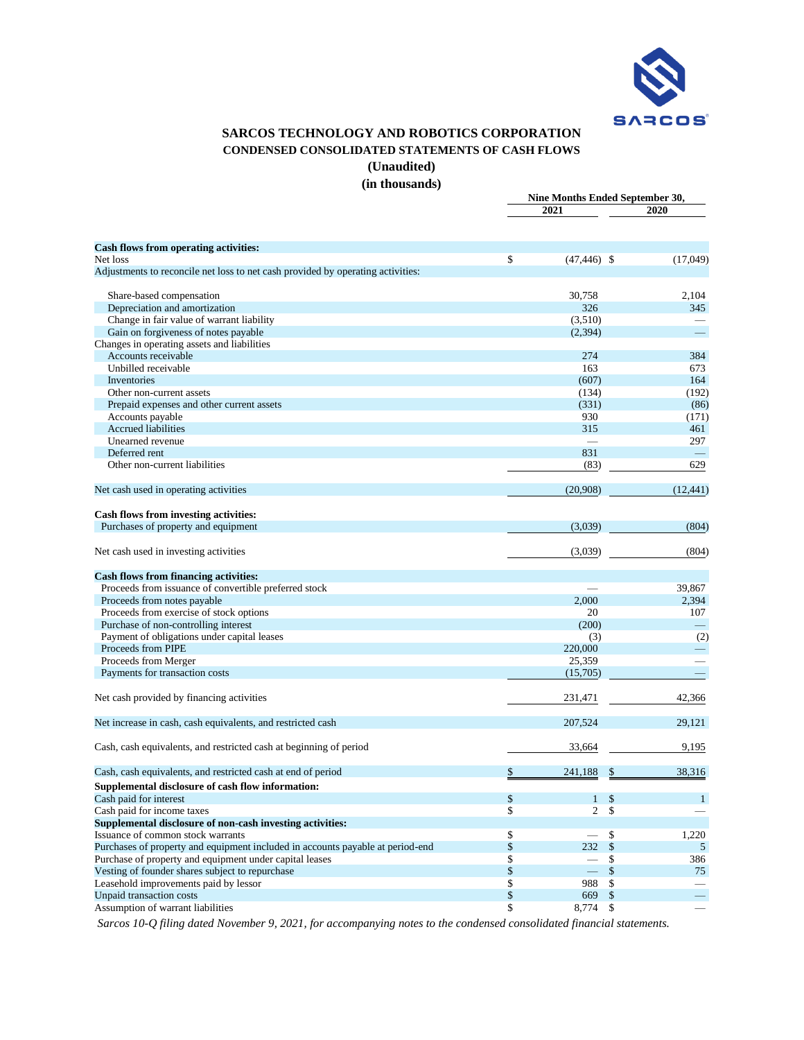# SARCOS TECHNOLOGY AND ROBOTICS CORPORATION
## CONDENSED CONSOLIDATED STATEMENTS OF CASH FLOWS
### (Unaudited)
### (in thousands)

| | Nine Months Ended September 30, 2021 | Nine Months Ended September 30, 2020 |
|---|---|---|
| **Cash flows from operating activities:** | | |
| Net loss | $ (47,446) | $ (17,049) |
| Adjustments to reconcile net loss to net cash provided by operating activities: | | |
| Share-based compensation | 30,758 | 2,104 |
| Depreciation and amortization | 326 | 345 |
| Change in fair value of warrant liability | (3,510) | — |
| Gain on forgiveness of notes payable | (2,394) | — |
| Changes in operating assets and liabilities | | |
| Accounts receivable | 274 | 384 |
| Unbilled receivable | 163 | 673 |
| Inventories | (607) | 164 |
| Other non-current assets | (134) | (192) |
| Prepaid expenses and other current assets | (331) | (86) |
| Accounts payable | 930 | (171) |
| Accrued liabilities | 315 | 461 |
| Unearned revenue | — | 297 |
| Deferred rent | 831 | — |
| Other non-current liabilities | (83) | 629 |
| Net cash used in operating activities | (20,908) | (12,441) |
| **Cash flows from investing activities:** | | |
| Purchases of property and equipment | (3,039) | (804) |
| Net cash used in investing activities | (3,039) | (804) |
| **Cash flows from financing activities:** | | |
| Proceeds from issuance of convertible preferred stock | — | 39,867 |
| Proceeds from notes payable | 2,000 | 2,394 |
| Proceeds from exercise of stock options | 20 | 107 |
| Purchase of non-controlling interest | (200) | — |
| Payment of obligations under capital leases | (3) | (2) |
| Proceeds from PIPE | 220,000 | — |
| Proceeds from Merger | 25,359 | — |
| Payments for transaction costs | (15,705) | — |
| Net cash provided by financing activities | 231,471 | 42,366 |
| Net increase in cash, cash equivalents, and restricted cash | 207,524 | 29,121 |
| Cash, cash equivalents, and restricted cash at beginning of period | 33,664 | 9,195 |
| Cash, cash equivalents, and restricted cash at end of period | $ 241,188 | $ 38,316 |
| **Supplemental disclosure of cash flow information:** | | |
| Cash paid for interest | $ 1 | $ 1 |
| Cash paid for income taxes | $ 2 | $ — |
| **Supplemental disclosure of non-cash investing activities:** | | |
| Issuance of common stock warrants | $ — | $ 1,220 |
| Purchases of property and equipment included in accounts payable at period-end | $ 232 | $ 5 |
| Purchase of property and equipment under capital leases | $ — | $ 386 |
| Vesting of founder shares subject to repurchase | $ — | $ 75 |
| Leasehold improvements paid by lessor | $ 988 | $ — |
| Unpaid transaction costs | $ 669 | $ — |
| Assumption of warrant liabilities | $ 8,774 | $ — |

*Sarcos 10-Q filing dated November 9, 2021, for accompanying notes to the condensed consolidated financial statements.*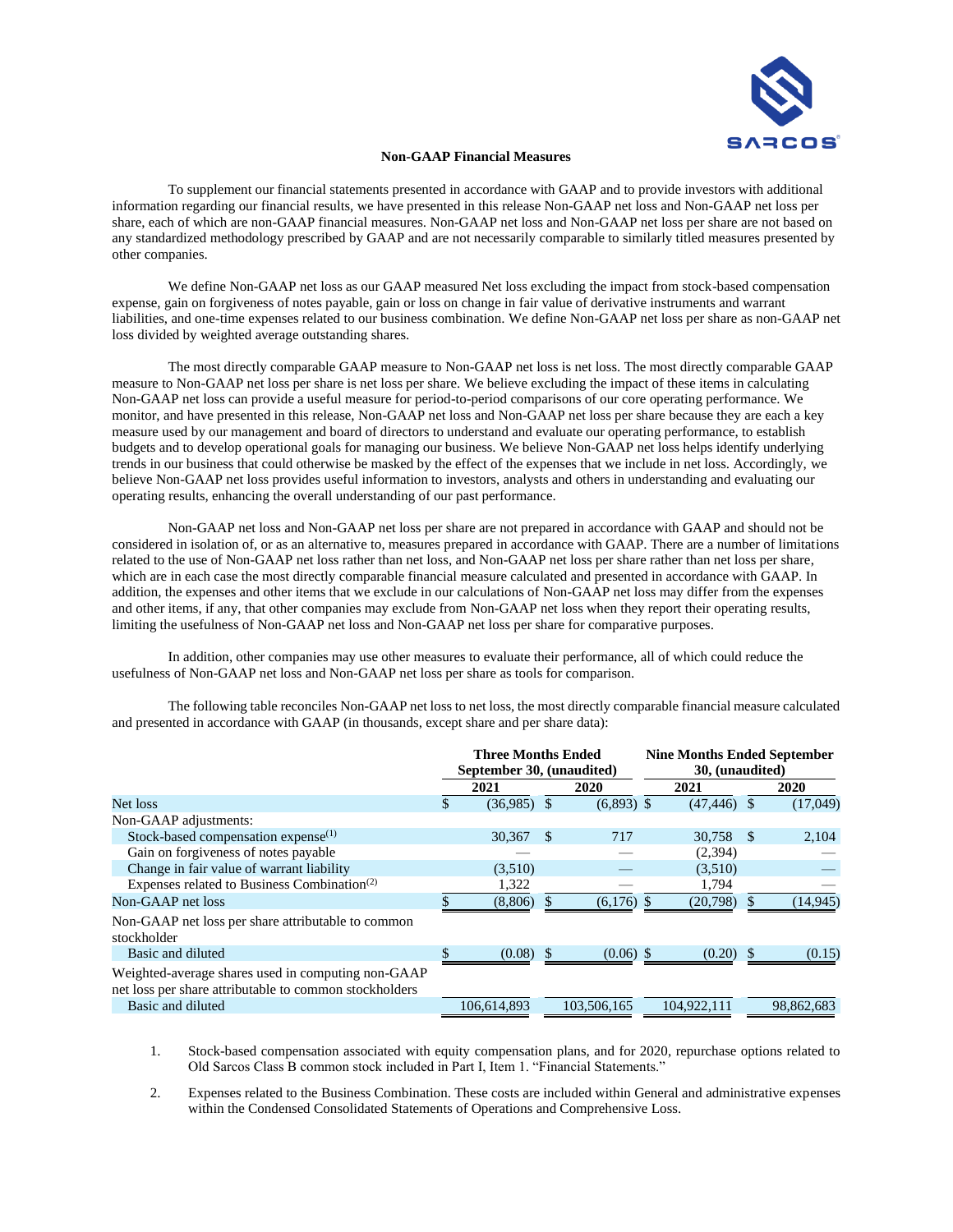## Non-GAAP Financial Measures

To supplement our financial statements presented in accordance with GAAP and to provide investors with additional information regarding our financial results, we have presented in this release Non-GAAP net loss and Non-GAAP net loss per share, each of which are non-GAAP financial measures. Non-GAAP net loss and Non-GAAP net loss per share are not based on any standardized methodology prescribed by GAAP and are not necessarily comparable to similarly titled measures presented by other companies.

We define Non-GAAP net loss as our GAAP measured Net loss excluding the impact from stock-based compensation expense, gain on forgiveness of notes payable, gain or loss on change in fair value of derivative instruments and warrant liabilities, and one-time expenses related to our business combination. We define Non-GAAP net loss per share as non-GAAP net loss divided by weighted average outstanding shares.

The most directly comparable GAAP measure to Non-GAAP net loss is net loss. The most directly comparable GAAP measure to Non-GAAP net loss per share is net loss per share. We believe excluding the impact of these items in calculating Non-GAAP net loss can provide a useful measure for period-to-period comparisons of our core operating performance. We monitor, and have presented in this release, Non-GAAP net loss and Non-GAAP net loss per share because they are each a key measure used by our management and board of directors to understand and evaluate our operating performance, to establish budgets and to develop operational goals for managing our business. We believe Non-GAAP net loss helps identify underlying trends in our business that could otherwise be masked by the effect of the expenses that we include in net loss. Accordingly, we believe Non-GAAP net loss provides useful information to investors, analysts and others in understanding and evaluating our operating results, enhancing the overall understanding of our past performance.

Non-GAAP net loss and Non-GAAP net loss per share are not prepared in accordance with GAAP and should not be considered in isolation of, or as an alternative to, measures prepared in accordance with GAAP. There are a number of limitations related to the use of Non-GAAP net loss rather than net loss, and Non-GAAP net loss per share rather than net loss per share, which are in each case the most directly comparable financial measure calculated and presented in accordance with GAAP. In addition, the expenses and other items that we exclude in our calculations of Non-GAAP net loss may differ from the expenses and other items, if any, that other companies may exclude from Non-GAAP net loss when they report their operating results, limiting the usefulness of Non-GAAP net loss and Non-GAAP net loss per share for comparative purposes.

In addition, other companies may use other measures to evaluate their performance, all of which could reduce the usefulness of Non-GAAP net loss and Non-GAAP net loss per share as tools for comparison.

The following table reconciles Non-GAAP net loss to net loss, the most directly comparable financial measure calculated and presented in accordance with GAAP (in thousands, except share and per share data):

| | Three Months Ended September 30, (unaudited) | | Nine Months Ended September 30, (unaudited) | |
|---|---|---|---|---|
| | 2021 | 2020 | 2021 | 2020 |
| Net loss | $ (36,985) | $ (6,893) | $ (47,446) | $ (17,049) |
| Non-GAAP adjustments: | | | | |
| Stock-based compensation expense[(1)] | 30,367 | $ 717 | 30,758 | $ 2,104 |
| Gain on forgiveness of notes payable | — | — | (2,394) | — |
| Change in fair value of warrant liability | (3,510) | — | (3,510) | — |
| Expenses related to Business Combination[(2)] | 1,322 | — | 1,794 | — |
| Non-GAAP net loss | $ (8,806) | $ (6,176) | $ (20,798) | $ (14,945) |
| Non-GAAP net loss per share attributable to common stockholder | | | | |
| Basic and diluted | $ (0.08) | $ (0.06) | $ (0.20) | $ (0.15) |
| Weighted-average shares used in computing non-GAAP net loss per share attributable to common stockholders | | | | |
| Basic and diluted | 106,614,893 | 103,506,165 | 104,922,111 | 98,862,683 |

1. Stock-based compensation associated with equity compensation plans, and for 2020, repurchase options related to Old Sarcos Class B common stock included in Part I, Item 1. "Financial Statements."
2. Expenses related to the Business Combination. These costs are included within General and administrative expenses within the Condensed Consolidated Statements of Operations and Comprehensive Loss.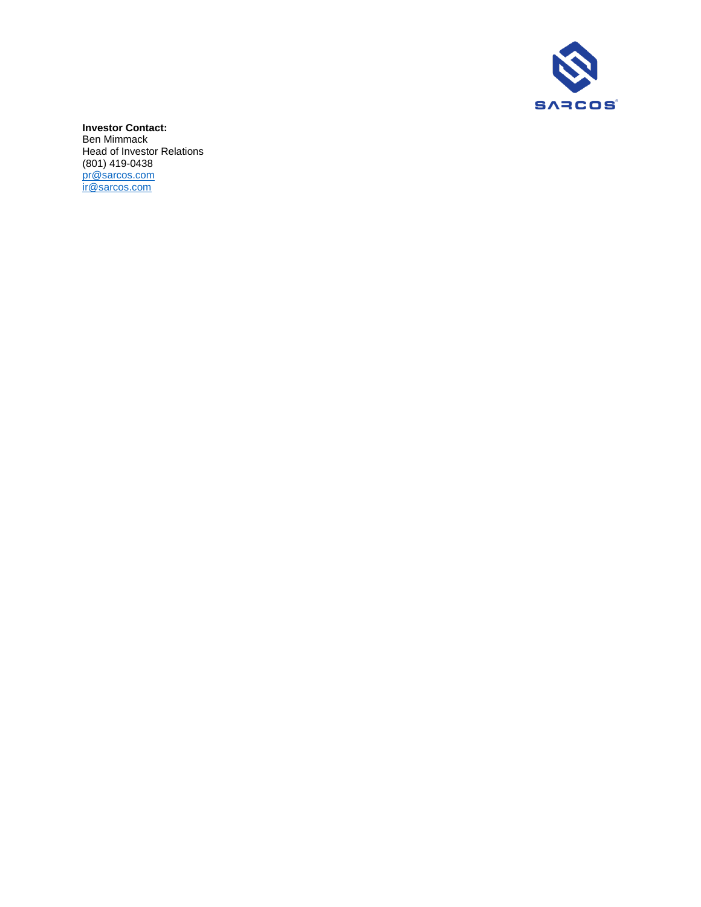**Investor Contact:**
Ben Mimmack
Head of Investor Relations
(801) 419-0438
pr@sarcos.com
ir@sarcos.com